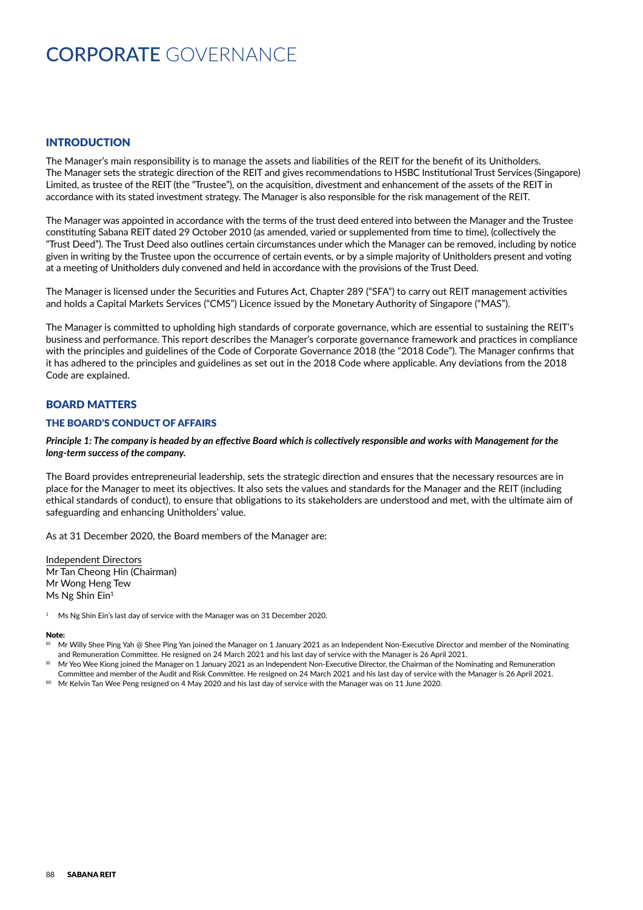# CORPORATE GOVERNANCE

## INTRODUCTION

The Manager's main responsibility is to manage the assets and liabilities of the REIT for the benefit of its Unitholders. The Manager sets the strategic direction of the REIT and gives recommendations to HSBC Institutional Trust Services (Singapore) Limited, as trustee of the REIT (the "Trustee"), on the acquisition, divestment and enhancement of the assets of the REIT in accordance with its stated investment strategy. The Manager is also responsible for the risk management of the REIT.

The Manager was appointed in accordance with the terms of the trust deed entered into between the Manager and the Trustee constituting Sabana REIT dated 29 October 2010 (as amended, varied or supplemented from time to time), (collectively the "Trust Deed"). The Trust Deed also outlines certain circumstances under which the Manager can be removed, including by notice given in writing by the Trustee upon the occurrence of certain events, or by a simple majority of Unitholders present and voting at a meeting of Unitholders duly convened and held in accordance with the provisions of the Trust Deed.

The Manager is licensed under the Securities and Futures Act, Chapter 289 ("SFA") to carry out REIT management activities and holds a Capital Markets Services ("CMS") Licence issued by the Monetary Authority of Singapore ("MAS").

The Manager is committed to upholding high standards of corporate governance, which are essential to sustaining the REIT's business and performance. This report describes the Manager's corporate governance framework and practices in compliance with the principles and guidelines of the Code of Corporate Governance 2018 (the "2018 Code"). The Manager confirms that it has adhered to the principles and guidelines as set out in the 2018 Code where applicable. Any deviations from the 2018 Code are explained.

## BOARD MATTERS

### THE BOARD'S CONDUCT OF AFFAIRS

***Principle 1: The company is headed by an effective Board which is collectively responsible and works with Management for the long-term success of the company.***

The Board provides entrepreneurial leadership, sets the strategic direction and ensures that the necessary resources are in place for the Manager to meet its objectives. It also sets the values and standards for the Manager and the REIT (including ethical standards of conduct), to ensure that obligations to its stakeholders are understood and met, with the ultimate aim of safeguarding and enhancing Unitholders' value.

As at 31 December 2020, the Board members of the Manager are:

Independent Directors
Mr Tan Cheong Hin (Chairman)
Mr Wong Heng Tew
Ms Ng Shin Ein[1]

[1] Ms Ng Shin Ein's last day of service with the Manager was on 31 December 2020.

**Note:**

(i) Mr Willy Shee Ping Yah @ Shee Ping Yan joined the Manager on 1 January 2021 as an Independent Non-Executive Director and member of the Nominating and Remuneration Committee. He resigned on 24 March 2021 and his last day of service with the Manager is 26 April 2021.

(ii) Mr Yeo Wee Kiong joined the Manager on 1 January 2021 as an Independent Non-Executive Director, the Chairman of the Nominating and Remuneration Committee and member of the Audit and Risk Committee. He resigned on 24 March 2021 and his last day of service with the Manager is 26 April 2021.

(iii) Mr Kelvin Tan Wee Peng resigned on 4 May 2020 and his last day of service with the Manager was on 11 June 2020.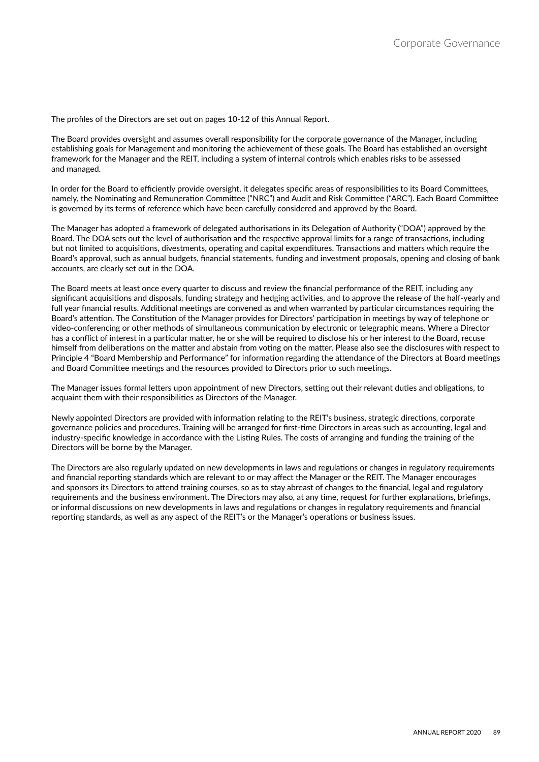The profiles of the Directors are set out on pages 10-12 of this Annual Report.

The Board provides oversight and assumes overall responsibility for the corporate governance of the Manager, including establishing goals for Management and monitoring the achievement of these goals. The Board has established an oversight framework for the Manager and the REIT, including a system of internal controls which enables risks to be assessed and managed.

In order for the Board to efficiently provide oversight, it delegates specific areas of responsibilities to its Board Committees, namely, the Nominating and Remuneration Committee ("NRC") and Audit and Risk Committee ("ARC"). Each Board Committee is governed by its terms of reference which have been carefully considered and approved by the Board.

The Manager has adopted a framework of delegated authorisations in its Delegation of Authority ("DOA") approved by the Board. The DOA sets out the level of authorisation and the respective approval limits for a range of transactions, including but not limited to acquisitions, divestments, operating and capital expenditures. Transactions and matters which require the Board's approval, such as annual budgets, financial statements, funding and investment proposals, opening and closing of bank accounts, are clearly set out in the DOA.

The Board meets at least once every quarter to discuss and review the financial performance of the REIT, including any significant acquisitions and disposals, funding strategy and hedging activities, and to approve the release of the half-yearly and full year financial results. Additional meetings are convened as and when warranted by particular circumstances requiring the Board's attention. The Constitution of the Manager provides for Directors' participation in meetings by way of telephone or video-conferencing or other methods of simultaneous communication by electronic or telegraphic means. Where a Director has a conflict of interest in a particular matter, he or she will be required to disclose his or her interest to the Board, recuse himself from deliberations on the matter and abstain from voting on the matter. Please also see the disclosures with respect to Principle 4 "Board Membership and Performance" for information regarding the attendance of the Directors at Board meetings and Board Committee meetings and the resources provided to Directors prior to such meetings.

The Manager issues formal letters upon appointment of new Directors, setting out their relevant duties and obligations, to acquaint them with their responsibilities as Directors of the Manager.

Newly appointed Directors are provided with information relating to the REIT's business, strategic directions, corporate governance policies and procedures. Training will be arranged for first-time Directors in areas such as accounting, legal and industry-specific knowledge in accordance with the Listing Rules. The costs of arranging and funding the training of the Directors will be borne by the Manager.

The Directors are also regularly updated on new developments in laws and regulations or changes in regulatory requirements and financial reporting standards which are relevant to or may affect the Manager or the REIT. The Manager encourages and sponsors its Directors to attend training courses, so as to stay abreast of changes to the financial, legal and regulatory requirements and the business environment. The Directors may also, at any time, request for further explanations, briefings, or informal discussions on new developments in laws and regulations or changes in regulatory requirements and financial reporting standards, as well as any aspect of the REIT's or the Manager's operations or business issues.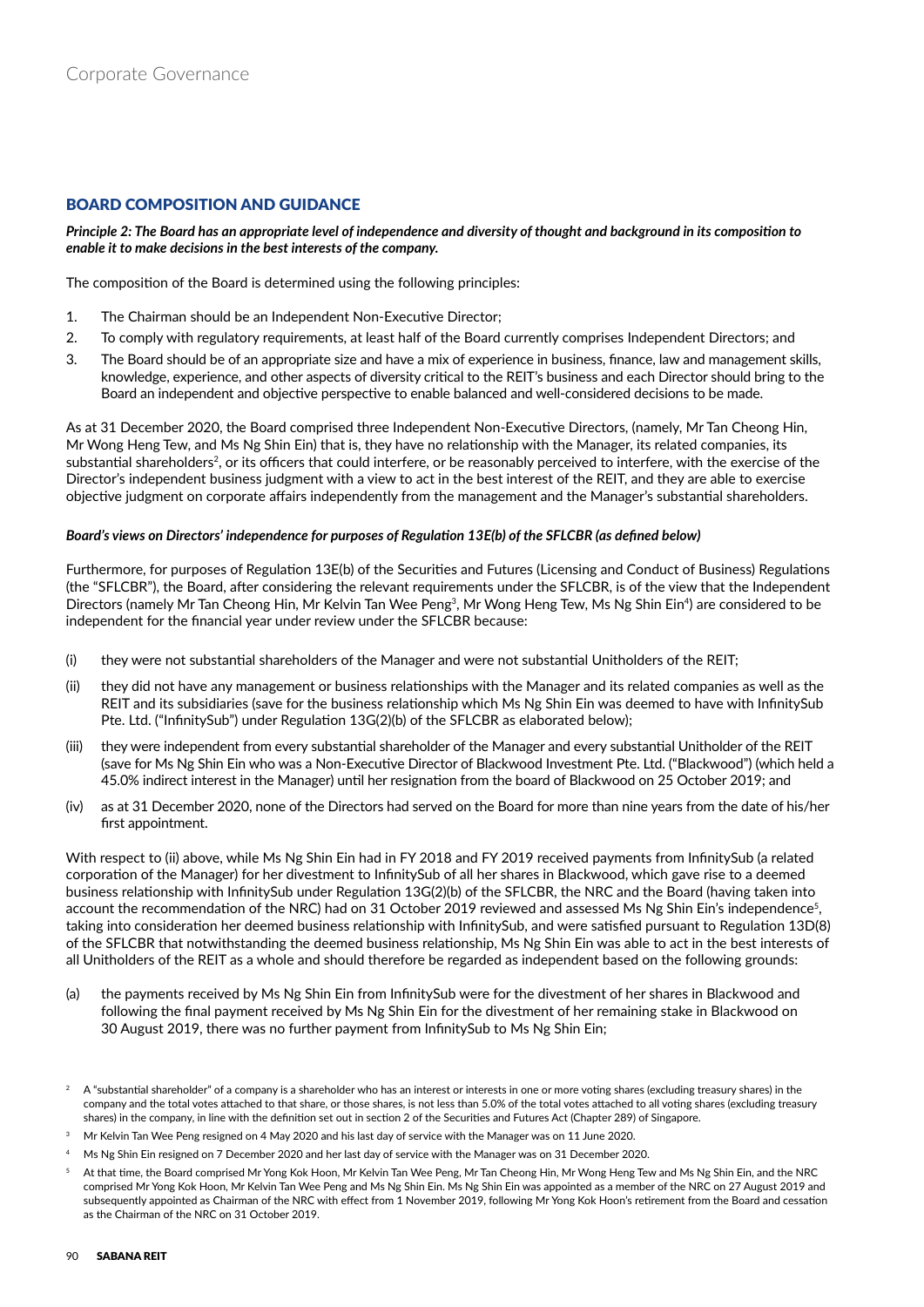## BOARD COMPOSITION AND GUIDANCE

***Principle 2: The Board has an appropriate level of independence and diversity of thought and background in its composition to enable it to make decisions in the best interests of the company.***

The composition of the Board is determined using the following principles:

1. The Chairman should be an Independent Non-Executive Director;
2. To comply with regulatory requirements, at least half of the Board currently comprises Independent Directors; and
3. The Board should be of an appropriate size and have a mix of experience in business, finance, law and management skills, knowledge, experience, and other aspects of diversity critical to the REIT's business and each Director should bring to the Board an independent and objective perspective to enable balanced and well-considered decisions to be made.

As at 31 December 2020, the Board comprised three Independent Non-Executive Directors, (namely, Mr Tan Cheong Hin, Mr Wong Heng Tew, and Ms Ng Shin Ein) that is, they have no relationship with the Manager, its related companies, its substantial shareholders[2], or its officers that could interfere, or be reasonably perceived to interfere, with the exercise of the Director's independent business judgment with a view to act in the best interest of the REIT, and they are able to exercise objective judgment on corporate affairs independently from the management and the Manager's substantial shareholders.

***Board's views on Directors' independence for purposes of Regulation 13E(b) of the SFLCBR (as defined below)***

Furthermore, for purposes of Regulation 13E(b) of the Securities and Futures (Licensing and Conduct of Business) Regulations (the "SFLCBR"), the Board, after considering the relevant requirements under the SFLCBR, is of the view that the Independent Directors (namely Mr Tan Cheong Hin, Mr Kelvin Tan Wee Peng[3], Mr Wong Heng Tew, Ms Ng Shin Ein[4]) are considered to be independent for the financial year under review under the SFLCBR because:

(i) they were not substantial shareholders of the Manager and were not substantial Unitholders of the REIT;

(ii) they did not have any management or business relationships with the Manager and its related companies as well as the REIT and its subsidiaries (save for the business relationship which Ms Ng Shin Ein was deemed to have with InfinitySub Pte. Ltd. ("InfinitySub") under Regulation 13G(2)(b) of the SFLCBR as elaborated below);

(iii) they were independent from every substantial shareholder of the Manager and every substantial Unitholder of the REIT (save for Ms Ng Shin Ein who was a Non-Executive Director of Blackwood Investment Pte. Ltd. ("Blackwood") (which held a 45.0% indirect interest in the Manager) until her resignation from the board of Blackwood on 25 October 2019; and

(iv) as at 31 December 2020, none of the Directors had served on the Board for more than nine years from the date of his/her first appointment.

With respect to (ii) above, while Ms Ng Shin Ein had in FY 2018 and FY 2019 received payments from InfinitySub (a related corporation of the Manager) for her divestment to InfinitySub of all her shares in Blackwood, which gave rise to a deemed business relationship with InfinitySub under Regulation 13G(2)(b) of the SFLCBR, the NRC and the Board (having taken into account the recommendation of the NRC) had on 31 October 2019 reviewed and assessed Ms Ng Shin Ein's independence[5], taking into consideration her deemed business relationship with InfinitySub, and were satisfied pursuant to Regulation 13D(8) of the SFLCBR that notwithstanding the deemed business relationship, Ms Ng Shin Ein was able to act in the best interests of all Unitholders of the REIT as a whole and should therefore be regarded as independent based on the following grounds:

(a) the payments received by Ms Ng Shin Ein from InfinitySub were for the divestment of her shares in Blackwood and following the final payment received by Ms Ng Shin Ein for the divestment of her remaining stake in Blackwood on 30 August 2019, there was no further payment from InfinitySub to Ms Ng Shin Ein;

---

[2] A "substantial shareholder" of a company is a shareholder who has an interest or interests in one or more voting shares (excluding treasury shares) in the company and the total votes attached to that share, or those shares, is not less than 5.0% of the total votes attached to all voting shares (excluding treasury shares) in the company, in line with the definition set out in section 2 of the Securities and Futures Act (Chapter 289) of Singapore.

[3] Mr Kelvin Tan Wee Peng resigned on 4 May 2020 and his last day of service with the Manager was on 11 June 2020.

[4] Ms Ng Shin Ein resigned on 7 December 2020 and her last day of service with the Manager was on 31 December 2020.

[5] At that time, the Board comprised Mr Yong Kok Hoon, Mr Kelvin Tan Wee Peng, Mr Tan Cheong Hin, Mr Wong Heng Tew and Ms Ng Shin Ein, and the NRC comprised Mr Yong Kok Hoon, Mr Kelvin Tan Wee Peng and Ms Ng Shin Ein. Ms Ng Shin Ein was appointed as a member of the NRC on 27 August 2019 and subsequently appointed as Chairman of the NRC with effect from 1 November 2019, following Mr Yong Kok Hoon's retirement from the Board and cessation as the Chairman of the NRC on 31 October 2019.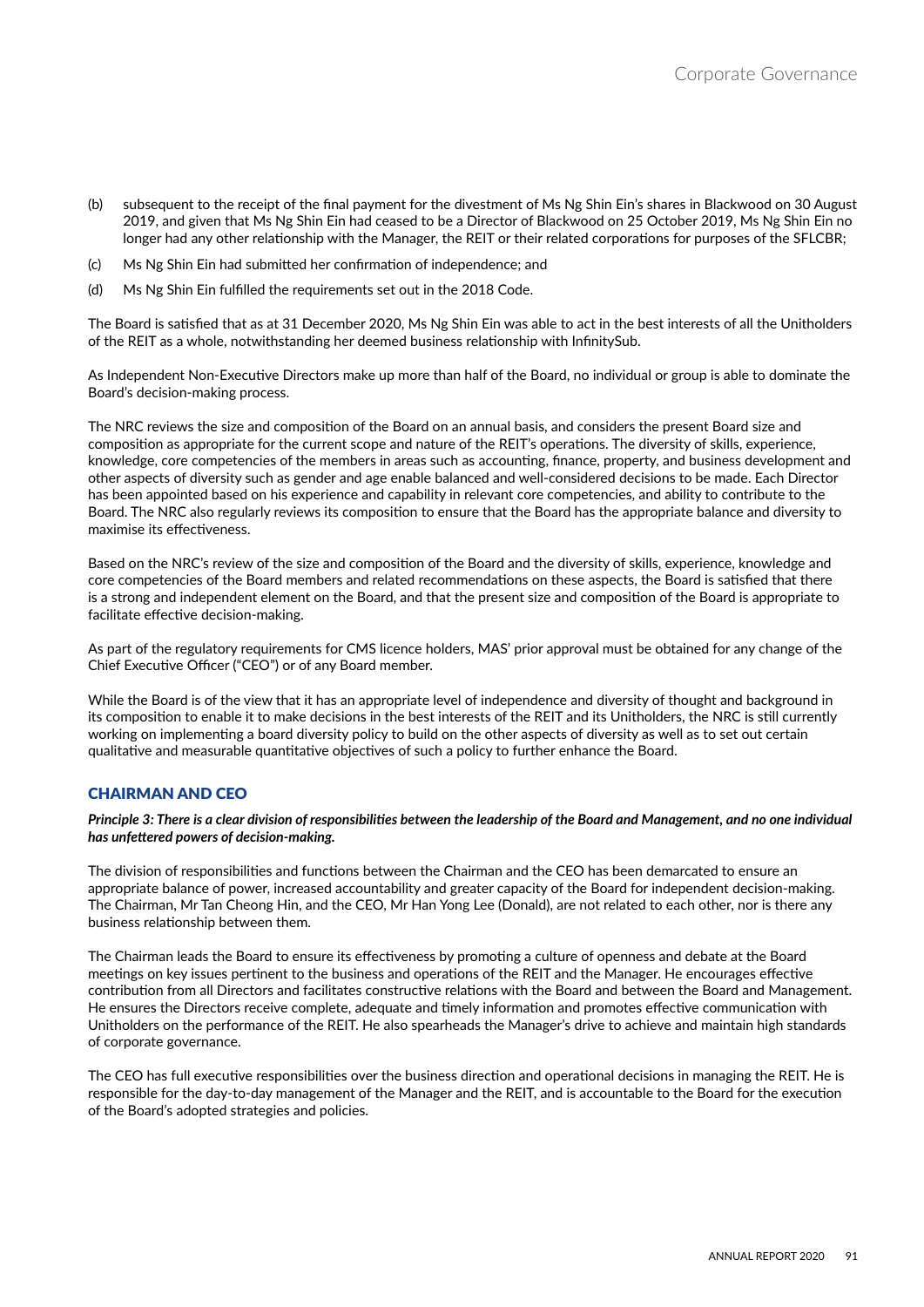(b) subsequent to the receipt of the final payment for the divestment of Ms Ng Shin Ein's shares in Blackwood on 30 August 2019, and given that Ms Ng Shin Ein had ceased to be a Director of Blackwood on 25 October 2019, Ms Ng Shin Ein no longer had any other relationship with the Manager, the REIT or their related corporations for purposes of the SFLCBR;

(c) Ms Ng Shin Ein had submitted her confirmation of independence; and

(d) Ms Ng Shin Ein fulfilled the requirements set out in the 2018 Code.

The Board is satisfied that as at 31 December 2020, Ms Ng Shin Ein was able to act in the best interests of all the Unitholders of the REIT as a whole, notwithstanding her deemed business relationship with InfinitySub.

As Independent Non-Executive Directors make up more than half of the Board, no individual or group is able to dominate the Board's decision-making process.

The NRC reviews the size and composition of the Board on an annual basis, and considers the present Board size and composition as appropriate for the current scope and nature of the REIT's operations. The diversity of skills, experience, knowledge, core competencies of the members in areas such as accounting, finance, property, and business development and other aspects of diversity such as gender and age enable balanced and well-considered decisions to be made. Each Director has been appointed based on his experience and capability in relevant core competencies, and ability to contribute to the Board. The NRC also regularly reviews its composition to ensure that the Board has the appropriate balance and diversity to maximise its effectiveness.

Based on the NRC's review of the size and composition of the Board and the diversity of skills, experience, knowledge and core competencies of the Board members and related recommendations on these aspects, the Board is satisfied that there is a strong and independent element on the Board, and that the present size and composition of the Board is appropriate to facilitate effective decision-making.

As part of the regulatory requirements for CMS licence holders, MAS' prior approval must be obtained for any change of the Chief Executive Officer ("CEO") or of any Board member.

While the Board is of the view that it has an appropriate level of independence and diversity of thought and background in its composition to enable it to make decisions in the best interests of the REIT and its Unitholders, the NRC is still currently working on implementing a board diversity policy to build on the other aspects of diversity as well as to set out certain qualitative and measurable quantitative objectives of such a policy to further enhance the Board.

## CHAIRMAN AND CEO

***Principle 3: There is a clear division of responsibilities between the leadership of the Board and Management, and no one individual has unfettered powers of decision-making.***

The division of responsibilities and functions between the Chairman and the CEO has been demarcated to ensure an appropriate balance of power, increased accountability and greater capacity of the Board for independent decision-making. The Chairman, Mr Tan Cheong Hin, and the CEO, Mr Han Yong Lee (Donald), are not related to each other, nor is there any business relationship between them.

The Chairman leads the Board to ensure its effectiveness by promoting a culture of openness and debate at the Board meetings on key issues pertinent to the business and operations of the REIT and the Manager. He encourages effective contribution from all Directors and facilitates constructive relations with the Board and between the Board and Management. He ensures the Directors receive complete, adequate and timely information and promotes effective communication with Unitholders on the performance of the REIT. He also spearheads the Manager's drive to achieve and maintain high standards of corporate governance.

The CEO has full executive responsibilities over the business direction and operational decisions in managing the REIT. He is responsible for the day-to-day management of the Manager and the REIT, and is accountable to the Board for the execution of the Board's adopted strategies and policies.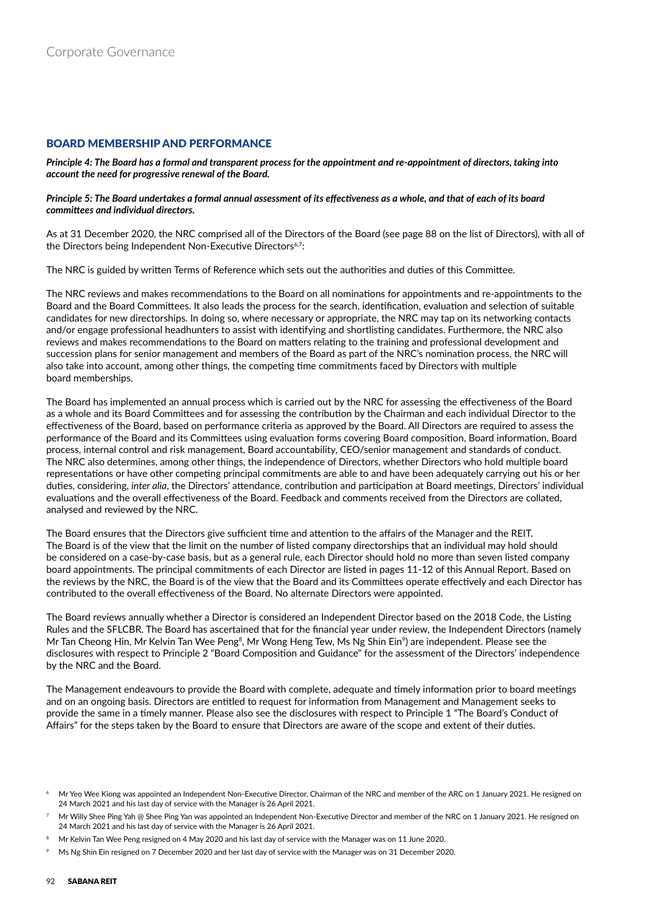## BOARD MEMBERSHIP AND PERFORMANCE

***Principle 4: The Board has a formal and transparent process for the appointment and re-appointment of directors, taking into account the need for progressive renewal of the Board.***

***Principle 5: The Board undertakes a formal annual assessment of its effectiveness as a whole, and that of each of its board committees and individual directors.***

As at 31 December 2020, the NRC comprised all of the Directors of the Board (see page 88 on the list of Directors), with all of the Directors being Independent Non-Executive Directors[6,7]:

The NRC is guided by written Terms of Reference which sets out the authorities and duties of this Committee.

The NRC reviews and makes recommendations to the Board on all nominations for appointments and re-appointments to the Board and the Board Committees. It also leads the process for the search, identification, evaluation and selection of suitable candidates for new directorships. In doing so, where necessary or appropriate, the NRC may tap on its networking contacts and/or engage professional headhunters to assist with identifying and shortlisting candidates. Furthermore, the NRC also reviews and makes recommendations to the Board on matters relating to the training and professional development and succession plans for senior management and members of the Board as part of the NRC's nomination process, the NRC will also take into account, among other things, the competing time commitments faced by Directors with multiple board memberships.

The Board has implemented an annual process which is carried out by the NRC for assessing the effectiveness of the Board as a whole and its Board Committees and for assessing the contribution by the Chairman and each individual Director to the effectiveness of the Board, based on performance criteria as approved by the Board. All Directors are required to assess the performance of the Board and its Committees using evaluation forms covering Board composition, Board information, Board process, internal control and risk management, Board accountability, CEO/senior management and standards of conduct. The NRC also determines, among other things, the independence of Directors, whether Directors who hold multiple board representations or have other competing principal commitments are able to and have been adequately carrying out his or her duties, considering, *inter alia*, the Directors' attendance, contribution and participation at Board meetings, Directors' individual evaluations and the overall effectiveness of the Board. Feedback and comments received from the Directors are collated, analysed and reviewed by the NRC.

The Board ensures that the Directors give sufficient time and attention to the affairs of the Manager and the REIT. The Board is of the view that the limit on the number of listed company directorships that an individual may hold should be considered on a case-by-case basis, but as a general rule, each Director should hold no more than seven listed company board appointments. The principal commitments of each Director are listed in pages 11-12 of this Annual Report. Based on the reviews by the NRC, the Board is of the view that the Board and its Committees operate effectively and each Director has contributed to the overall effectiveness of the Board. No alternate Directors were appointed.

The Board reviews annually whether a Director is considered an Independent Director based on the 2018 Code, the Listing Rules and the SFLCBR. The Board has ascertained that for the financial year under review, the Independent Directors (namely Mr Tan Cheong Hin, Mr Kelvin Tan Wee Peng[8], Mr Wong Heng Tew, Ms Ng Shin Ein[9]) are independent. Please see the disclosures with respect to Principle 2 "Board Composition and Guidance" for the assessment of the Directors' independence by the NRC and the Board.

The Management endeavours to provide the Board with complete, adequate and timely information prior to board meetings and on an ongoing basis. Directors are entitled to request for information from Management and Management seeks to provide the same in a timely manner. Please also see the disclosures with respect to Principle 1 "The Board's Conduct of Affairs" for the steps taken by the Board to ensure that Directors are aware of the scope and extent of their duties.

[6] Mr Yeo Wee Kiong was appointed an Independent Non-Executive Director, Chairman of the NRC and member of the ARC on 1 January 2021. He resigned on 24 March 2021 and his last day of service with the Manager is 26 April 2021.

[7] Mr Willy Shee Ping Yah @ Shee Ping Yan was appointed an Independent Non-Executive Director and member of the NRC on 1 January 2021. He resigned on 24 March 2021 and his last day of service with the Manager is 26 April 2021.

[8] Mr Kelvin Tan Wee Peng resigned on 4 May 2020 and his last day of service with the Manager was on 11 June 2020.

[9] Ms Ng Shin Ein resigned on 7 December 2020 and her last day of service with the Manager was on 31 December 2020.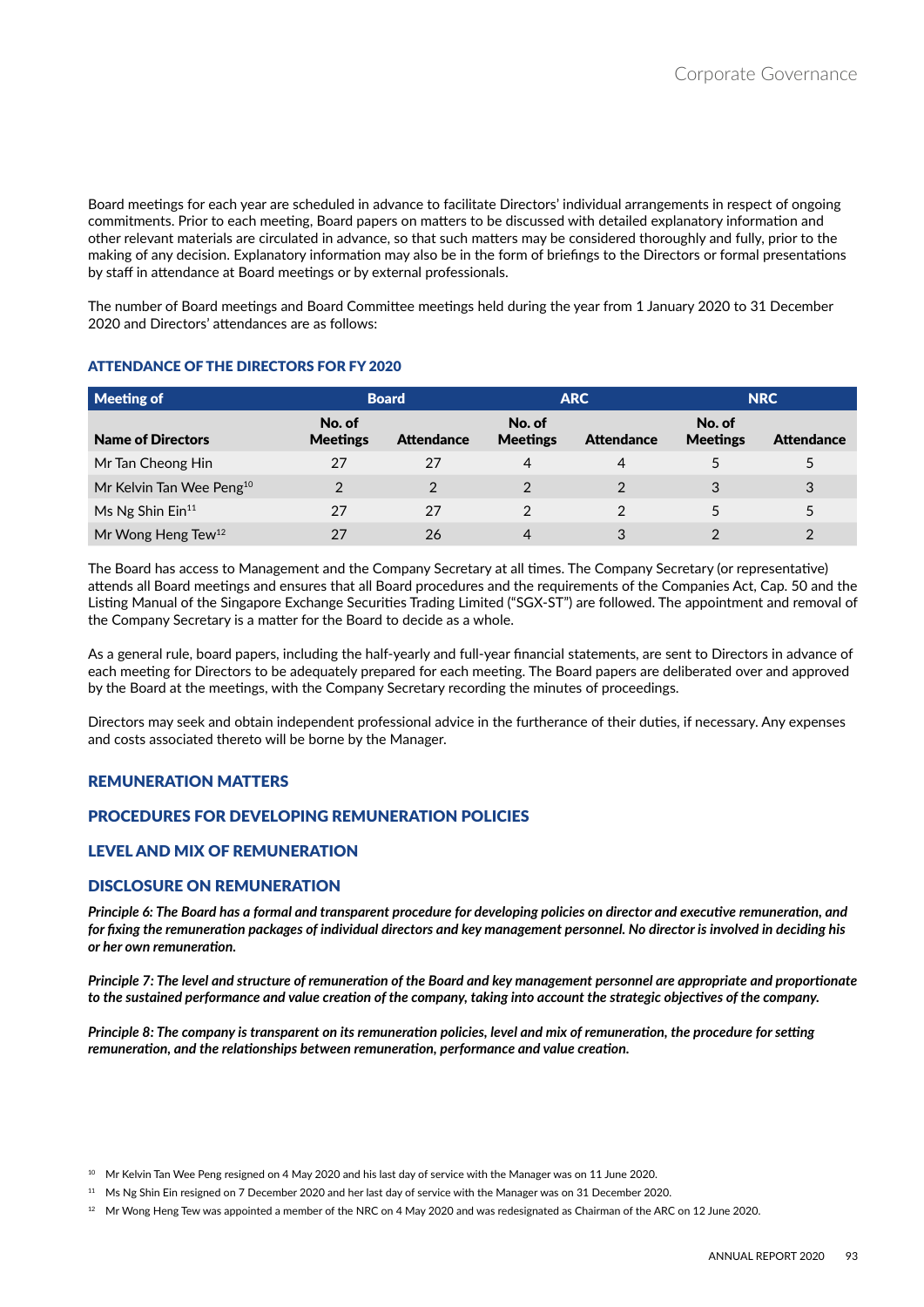Board meetings for each year are scheduled in advance to facilitate Directors' individual arrangements in respect of ongoing commitments. Prior to each meeting, Board papers on matters to be discussed with detailed explanatory information and other relevant materials are circulated in advance, so that such matters may be considered thoroughly and fully, prior to the making of any decision. Explanatory information may also be in the form of briefings to the Directors or formal presentations by staff in attendance at Board meetings or by external professionals.

The number of Board meetings and Board Committee meetings held during the year from 1 January 2020 to 31 December 2020 and Directors' attendances are as follows:

### ATTENDANCE OF THE DIRECTORS FOR FY 2020

| Meeting of | Board | | ARC | | NRC | |
|---|---|---|---|---|---|---|
| **Name of Directors** | **No. of Meetings** | **Attendance** | **No. of Meetings** | **Attendance** | **No. of Meetings** | **Attendance** |
| Mr Tan Cheong Hin | 27 | 27 | 4 | 4 | 5 | 5 |
| Mr Kelvin Tan Wee Peng[10] | 2 | 2 | 2 | 2 | 3 | 3 |
| Ms Ng Shin Ein[11] | 27 | 27 | 2 | 2 | 5 | 5 |
| Mr Wong Heng Tew[12] | 27 | 26 | 4 | 3 | 2 | 2 |

The Board has access to Management and the Company Secretary at all times. The Company Secretary (or representative) attends all Board meetings and ensures that all Board procedures and the requirements of the Companies Act, Cap. 50 and the Listing Manual of the Singapore Exchange Securities Trading Limited ("SGX-ST") are followed. The appointment and removal of the Company Secretary is a matter for the Board to decide as a whole.

As a general rule, board papers, including the half-yearly and full-year financial statements, are sent to Directors in advance of each meeting for Directors to be adequately prepared for each meeting. The Board papers are deliberated over and approved by the Board at the meetings, with the Company Secretary recording the minutes of proceedings.

Directors may seek and obtain independent professional advice in the furtherance of their duties, if necessary. Any expenses and costs associated thereto will be borne by the Manager.

## REMUNERATION MATTERS

## PROCEDURES FOR DEVELOPING REMUNERATION POLICIES

## LEVEL AND MIX OF REMUNERATION

## DISCLOSURE ON REMUNERATION

***Principle 6: The Board has a formal and transparent procedure for developing policies on director and executive remuneration, and for fixing the remuneration packages of individual directors and key management personnel. No director is involved in deciding his or her own remuneration.***

***Principle 7: The level and structure of remuneration of the Board and key management personnel are appropriate and proportionate to the sustained performance and value creation of the company, taking into account the strategic objectives of the company.***

***Principle 8: The company is transparent on its remuneration policies, level and mix of remuneration, the procedure for setting remuneration, and the relationships between remuneration, performance and value creation.***

[10] Mr Kelvin Tan Wee Peng resigned on 4 May 2020 and his last day of service with the Manager was on 11 June 2020.

[11] Ms Ng Shin Ein resigned on 7 December 2020 and her last day of service with the Manager was on 31 December 2020.

[12] Mr Wong Heng Tew was appointed a member of the NRC on 4 May 2020 and was redesignated as Chairman of the ARC on 12 June 2020.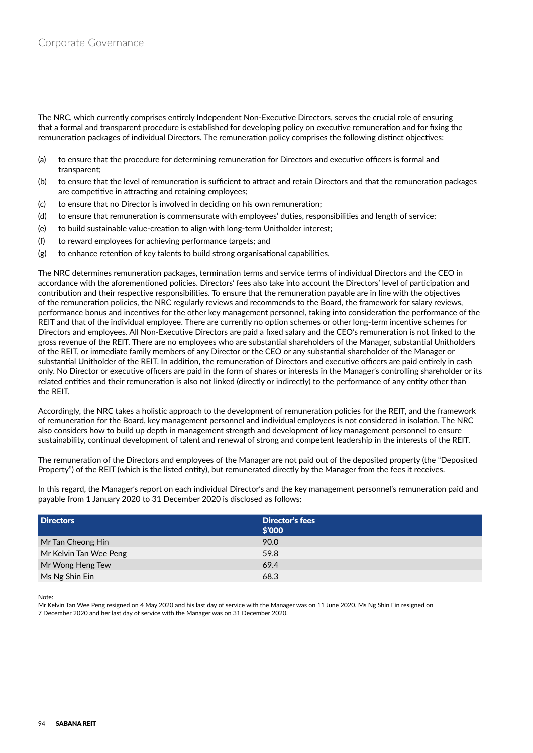The NRC, which currently comprises entirely Independent Non-Executive Directors, serves the crucial role of ensuring that a formal and transparent procedure is established for developing policy on executive remuneration and for fixing the remuneration packages of individual Directors. The remuneration policy comprises the following distinct objectives:

(a) to ensure that the procedure for determining remuneration for Directors and executive officers is formal and transparent;
(b) to ensure that the level of remuneration is sufficient to attract and retain Directors and that the remuneration packages are competitive in attracting and retaining employees;
(c) to ensure that no Director is involved in deciding on his own remuneration;
(d) to ensure that remuneration is commensurate with employees' duties, responsibilities and length of service;
(e) to build sustainable value-creation to align with long-term Unitholder interest;
(f) to reward employees for achieving performance targets; and
(g) to enhance retention of key talents to build strong organisational capabilities.

The NRC determines remuneration packages, termination terms and service terms of individual Directors and the CEO in accordance with the aforementioned policies. Directors' fees also take into account the Directors' level of participation and contribution and their respective responsibilities. To ensure that the remuneration payable are in line with the objectives of the remuneration policies, the NRC regularly reviews and recommends to the Board, the framework for salary reviews, performance bonus and incentives for the other key management personnel, taking into consideration the performance of the REIT and that of the individual employee. There are currently no option schemes or other long-term incentive schemes for Directors and employees. All Non-Executive Directors are paid a fixed salary and the CEO's remuneration is not linked to the gross revenue of the REIT. There are no employees who are substantial shareholders of the Manager, substantial Unitholders of the REIT, or immediate family members of any Director or the CEO or any substantial shareholder of the Manager or substantial Unitholder of the REIT. In addition, the remuneration of Directors and executive officers are paid entirely in cash only. No Director or executive officers are paid in the form of shares or interests in the Manager's controlling shareholder or its related entities and their remuneration is also not linked (directly or indirectly) to the performance of any entity other than the REIT.

Accordingly, the NRC takes a holistic approach to the development of remuneration policies for the REIT, and the framework of remuneration for the Board, key management personnel and individual employees is not considered in isolation. The NRC also considers how to build up depth in management strength and development of key management personnel to ensure sustainability, continual development of talent and renewal of strong and competent leadership in the interests of the REIT.

The remuneration of the Directors and employees of the Manager are not paid out of the deposited property (the "Deposited Property") of the REIT (which is the listed entity), but remunerated directly by the Manager from the fees it receives.

In this regard, the Manager's report on each individual Director's and the key management personnel's remuneration paid and payable from 1 January 2020 to 31 December 2020 is disclosed as follows:

| Directors | Director's fees $'000 |
|---|---|
| Mr Tan Cheong Hin | 90.0 |
| Mr Kelvin Tan Wee Peng | 59.8 |
| Mr Wong Heng Tew | 69.4 |
| Ms Ng Shin Ein | 68.3 |

Note:
Mr Kelvin Tan Wee Peng resigned on 4 May 2020 and his last day of service with the Manager was on 11 June 2020. Ms Ng Shin Ein resigned on 7 December 2020 and her last day of service with the Manager was on 31 December 2020.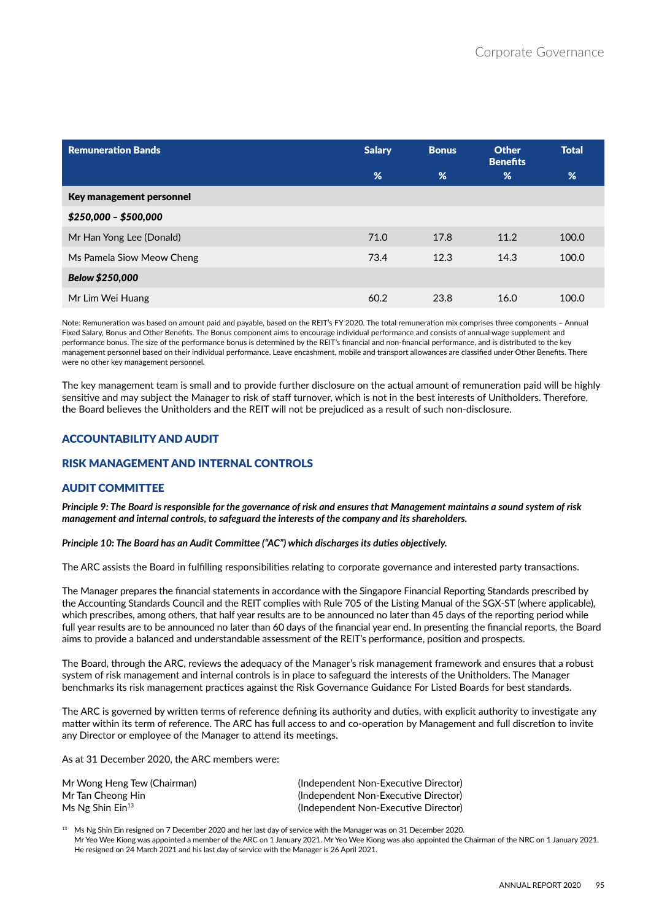| Remuneration Bands | Salary | Bonus | Other Benefits | Total |
|---|---|---|---|---|
| | % | % | % | % |
| **Key management personnel** | | | | |
| ***$250,000 – $500,000*** | | | | |
| Mr Han Yong Lee (Donald) | 71.0 | 17.8 | 11.2 | 100.0 |
| Ms Pamela Siow Meow Cheng | 73.4 | 12.3 | 14.3 | 100.0 |
| ***Below $250,000*** | | | | |
| Mr Lim Wei Huang | 60.2 | 23.8 | 16.0 | 100.0 |

Note: Remuneration was based on amount paid and payable, based on the REIT's FY 2020. The total remuneration mix comprises three components – Annual Fixed Salary, Bonus and Other Benefits. The Bonus component aims to encourage individual performance and consists of annual wage supplement and performance bonus. The size of the performance bonus is determined by the REIT's financial and non-financial performance, and is distributed to the key management personnel based on their individual performance. Leave encashment, mobile and transport allowances are classified under Other Benefits. There were no other key management personnel.

The key management team is small and to provide further disclosure on the actual amount of remuneration paid will be highly sensitive and may subject the Manager to risk of staff turnover, which is not in the best interests of Unitholders. Therefore, the Board believes the Unitholders and the REIT will not be prejudiced as a result of such non-disclosure.

## ACCOUNTABILITY AND AUDIT

## RISK MANAGEMENT AND INTERNAL CONTROLS

## AUDIT COMMITTEE

***Principle 9: The Board is responsible for the governance of risk and ensures that Management maintains a sound system of risk management and internal controls, to safeguard the interests of the company and its shareholders.***

***Principle 10: The Board has an Audit Committee ("AC") which discharges its duties objectively.***

The ARC assists the Board in fulfilling responsibilities relating to corporate governance and interested party transactions.

The Manager prepares the financial statements in accordance with the Singapore Financial Reporting Standards prescribed by the Accounting Standards Council and the REIT complies with Rule 705 of the Listing Manual of the SGX-ST (where applicable), which prescribes, among others, that half year results are to be announced no later than 45 days of the reporting period while full year results are to be announced no later than 60 days of the financial year end. In presenting the financial reports, the Board aims to provide a balanced and understandable assessment of the REIT's performance, position and prospects.

The Board, through the ARC, reviews the adequacy of the Manager's risk management framework and ensures that a robust system of risk management and internal controls is in place to safeguard the interests of the Unitholders. The Manager benchmarks its risk management practices against the Risk Governance Guidance For Listed Boards for best standards.

The ARC is governed by written terms of reference defining its authority and duties, with explicit authority to investigate any matter within its term of reference. The ARC has full access to and co-operation by Management and full discretion to invite any Director or employee of the Manager to attend its meetings.

As at 31 December 2020, the ARC members were:

| | |
|---|---|
| Mr Wong Heng Tew (Chairman) | (Independent Non-Executive Director) |
| Mr Tan Cheong Hin | (Independent Non-Executive Director) |
| Ms Ng Shin Ein[13] | (Independent Non-Executive Director) |

[13] Ms Ng Shin Ein resigned on 7 December 2020 and her last day of service with the Manager was on 31 December 2020.
Mr Yeo Wee Kiong was appointed a member of the ARC on 1 January 2021. Mr Yeo Wee Kiong was also appointed the Chairman of the NRC on 1 January 2021. He resigned on 24 March 2021 and his last day of service with the Manager is 26 April 2021.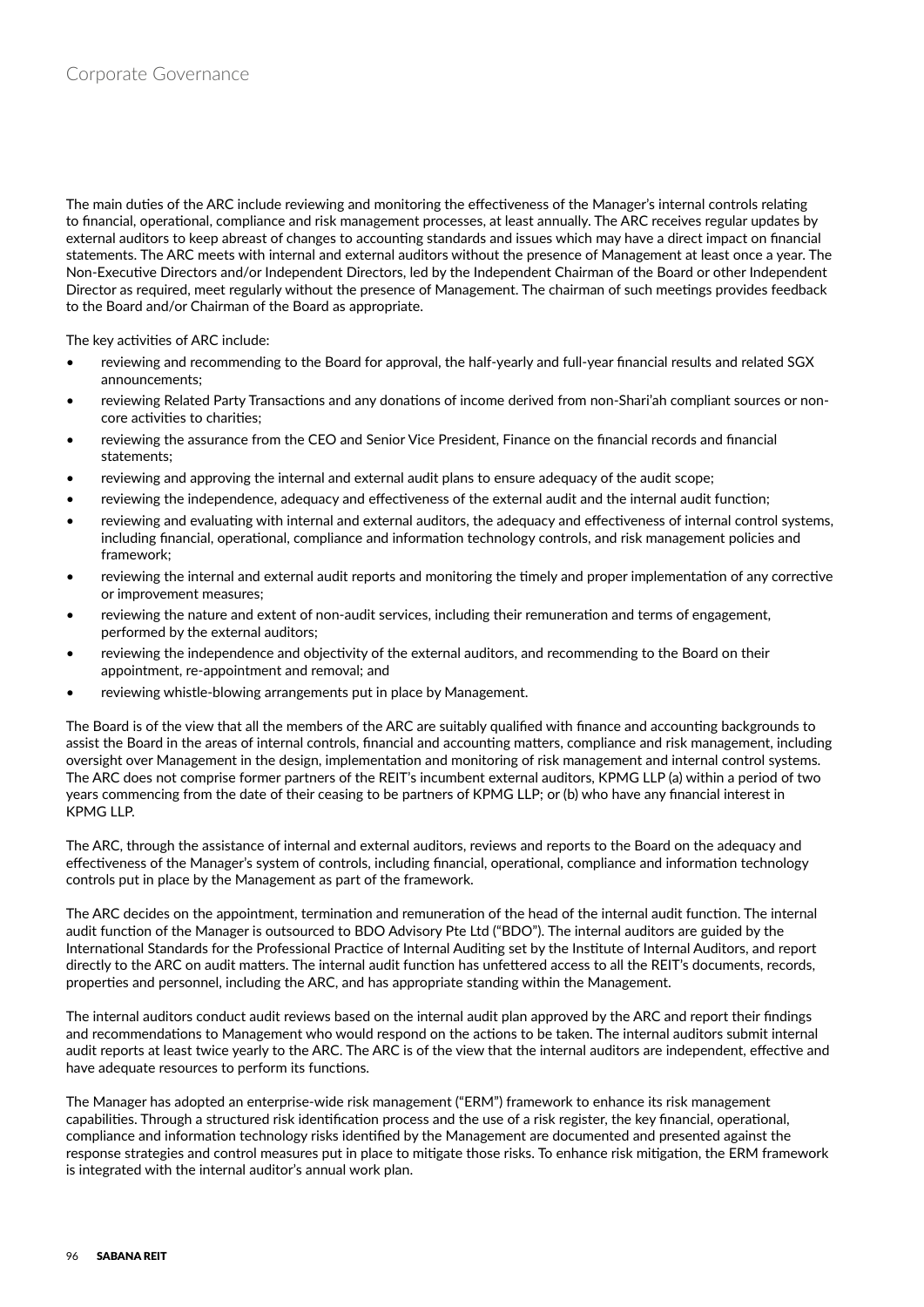The main duties of the ARC include reviewing and monitoring the effectiveness of the Manager's internal controls relating to financial, operational, compliance and risk management processes, at least annually. The ARC receives regular updates by external auditors to keep abreast of changes to accounting standards and issues which may have a direct impact on financial statements. The ARC meets with internal and external auditors without the presence of Management at least once a year. The Non-Executive Directors and/or Independent Directors, led by the Independent Chairman of the Board or other Independent Director as required, meet regularly without the presence of Management. The chairman of such meetings provides feedback to the Board and/or Chairman of the Board as appropriate.

The key activities of ARC include:

- reviewing and recommending to the Board for approval, the half-yearly and full-year financial results and related SGX announcements;
- reviewing Related Party Transactions and any donations of income derived from non-Shari'ah compliant sources or non-core activities to charities;
- reviewing the assurance from the CEO and Senior Vice President, Finance on the financial records and financial statements;
- reviewing and approving the internal and external audit plans to ensure adequacy of the audit scope;
- reviewing the independence, adequacy and effectiveness of the external audit and the internal audit function;
- reviewing and evaluating with internal and external auditors, the adequacy and effectiveness of internal control systems, including financial, operational, compliance and information technology controls, and risk management policies and framework;
- reviewing the internal and external audit reports and monitoring the timely and proper implementation of any corrective or improvement measures;
- reviewing the nature and extent of non-audit services, including their remuneration and terms of engagement, performed by the external auditors;
- reviewing the independence and objectivity of the external auditors, and recommending to the Board on their appointment, re-appointment and removal; and
- reviewing whistle-blowing arrangements put in place by Management.

The Board is of the view that all the members of the ARC are suitably qualified with finance and accounting backgrounds to assist the Board in the areas of internal controls, financial and accounting matters, compliance and risk management, including oversight over Management in the design, implementation and monitoring of risk management and internal control systems. The ARC does not comprise former partners of the REIT's incumbent external auditors, KPMG LLP (a) within a period of two years commencing from the date of their ceasing to be partners of KPMG LLP; or (b) who have any financial interest in KPMG LLP.

The ARC, through the assistance of internal and external auditors, reviews and reports to the Board on the adequacy and effectiveness of the Manager's system of controls, including financial, operational, compliance and information technology controls put in place by the Management as part of the framework.

The ARC decides on the appointment, termination and remuneration of the head of the internal audit function. The internal audit function of the Manager is outsourced to BDO Advisory Pte Ltd ("BDO"). The internal auditors are guided by the International Standards for the Professional Practice of Internal Auditing set by the Institute of Internal Auditors, and report directly to the ARC on audit matters. The internal audit function has unfettered access to all the REIT's documents, records, properties and personnel, including the ARC, and has appropriate standing within the Management.

The internal auditors conduct audit reviews based on the internal audit plan approved by the ARC and report their findings and recommendations to Management who would respond on the actions to be taken. The internal auditors submit internal audit reports at least twice yearly to the ARC. The ARC is of the view that the internal auditors are independent, effective and have adequate resources to perform its functions.

The Manager has adopted an enterprise-wide risk management ("ERM") framework to enhance its risk management capabilities. Through a structured risk identification process and the use of a risk register, the key financial, operational, compliance and information technology risks identified by the Management are documented and presented against the response strategies and control measures put in place to mitigate those risks. To enhance risk mitigation, the ERM framework is integrated with the internal auditor's annual work plan.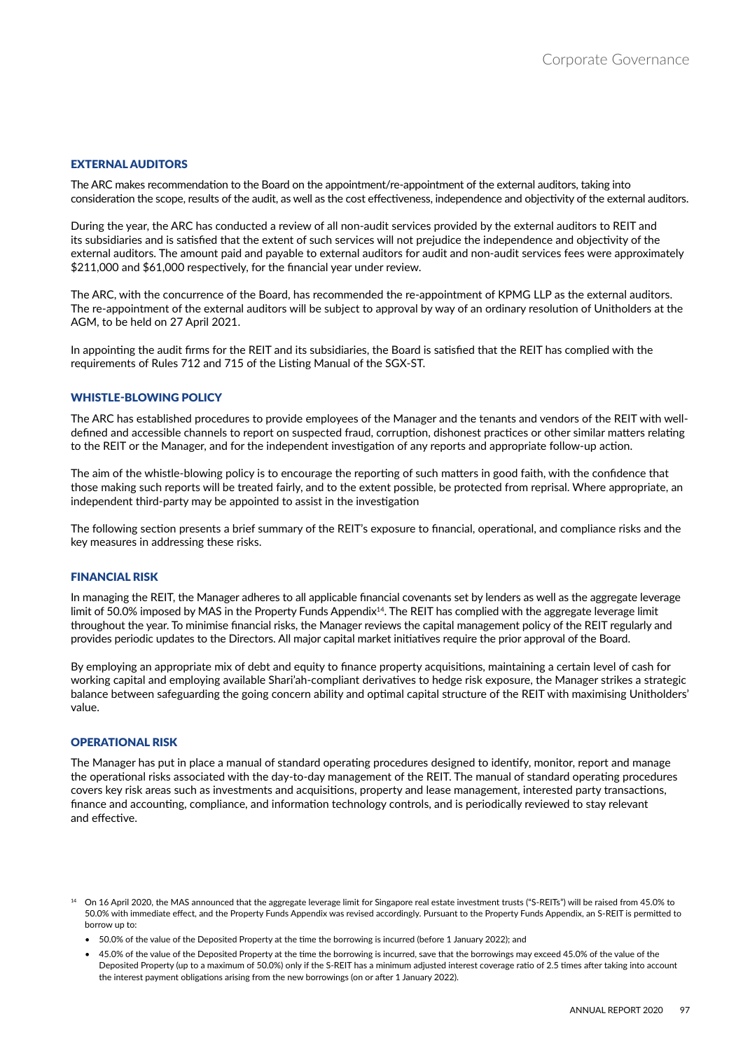## EXTERNAL AUDITORS

The ARC makes recommendation to the Board on the appointment/re-appointment of the external auditors, taking into consideration the scope, results of the audit, as well as the cost effectiveness, independence and objectivity of the external auditors.

During the year, the ARC has conducted a review of all non-audit services provided by the external auditors to REIT and its subsidiaries and is satisfied that the extent of such services will not prejudice the independence and objectivity of the external auditors. The amount paid and payable to external auditors for audit and non-audit services fees were approximately $211,000 and $61,000 respectively, for the financial year under review.

The ARC, with the concurrence of the Board, has recommended the re-appointment of KPMG LLP as the external auditors. The re-appointment of the external auditors will be subject to approval by way of an ordinary resolution of Unitholders at the AGM, to be held on 27 April 2021.

In appointing the audit firms for the REIT and its subsidiaries, the Board is satisfied that the REIT has complied with the requirements of Rules 712 and 715 of the Listing Manual of the SGX-ST.

## WHISTLE-BLOWING POLICY

The ARC has established procedures to provide employees of the Manager and the tenants and vendors of the REIT with well-defined and accessible channels to report on suspected fraud, corruption, dishonest practices or other similar matters relating to the REIT or the Manager, and for the independent investigation of any reports and appropriate follow-up action.

The aim of the whistle-blowing policy is to encourage the reporting of such matters in good faith, with the confidence that those making such reports will be treated fairly, and to the extent possible, be protected from reprisal. Where appropriate, an independent third-party may be appointed to assist in the investigation

The following section presents a brief summary of the REIT's exposure to financial, operational, and compliance risks and the key measures in addressing these risks.

## FINANCIAL RISK

In managing the REIT, the Manager adheres to all applicable financial covenants set by lenders as well as the aggregate leverage limit of 50.0% imposed by MAS in the Property Funds Appendix[14]. The REIT has complied with the aggregate leverage limit throughout the year. To minimise financial risks, the Manager reviews the capital management policy of the REIT regularly and provides periodic updates to the Directors. All major capital market initiatives require the prior approval of the Board.

By employing an appropriate mix of debt and equity to finance property acquisitions, maintaining a certain level of cash for working capital and employing available Shari'ah-compliant derivatives to hedge risk exposure, the Manager strikes a strategic balance between safeguarding the going concern ability and optimal capital structure of the REIT with maximising Unitholders' value.

## OPERATIONAL RISK

The Manager has put in place a manual of standard operating procedures designed to identify, monitor, report and manage the operational risks associated with the day-to-day management of the REIT. The manual of standard operating procedures covers key risk areas such as investments and acquisitions, property and lease management, interested party transactions, finance and accounting, compliance, and information technology controls, and is periodically reviewed to stay relevant and effective.

[14] On 16 April 2020, the MAS announced that the aggregate leverage limit for Singapore real estate investment trusts ("S-REITs") will be raised from 45.0% to 50.0% with immediate effect, and the Property Funds Appendix was revised accordingly. Pursuant to the Property Funds Appendix, an S-REIT is permitted to borrow up to:

- 50.0% of the value of the Deposited Property at the time the borrowing is incurred (before 1 January 2022); and
- 45.0% of the value of the Deposited Property at the time the borrowing is incurred, save that the borrowings may exceed 45.0% of the value of the Deposited Property (up to a maximum of 50.0%) only if the S-REIT has a minimum adjusted interest coverage ratio of 2.5 times after taking into account the interest payment obligations arising from the new borrowings (on or after 1 January 2022).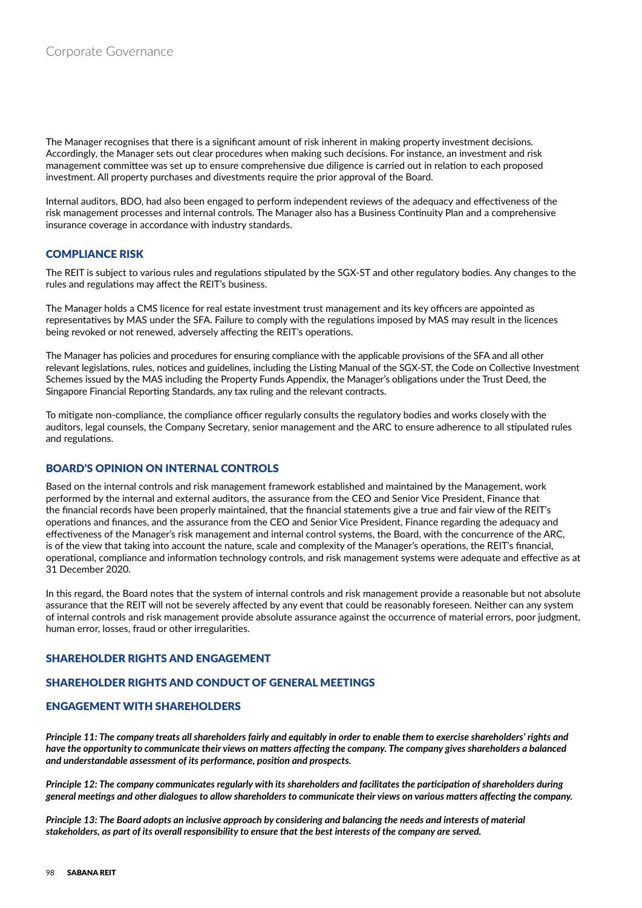The Manager recognises that there is a significant amount of risk inherent in making property investment decisions. Accordingly, the Manager sets out clear procedures when making such decisions. For instance, an investment and risk management committee was set up to ensure comprehensive due diligence is carried out in relation to each proposed investment. All property purchases and divestments require the prior approval of the Board.

Internal auditors, BDO, had also been engaged to perform independent reviews of the adequacy and effectiveness of the risk management processes and internal controls. The Manager also has a Business Continuity Plan and a comprehensive insurance coverage in accordance with industry standards.

## COMPLIANCE RISK

The REIT is subject to various rules and regulations stipulated by the SGX-ST and other regulatory bodies. Any changes to the rules and regulations may affect the REIT's business.

The Manager holds a CMS licence for real estate investment trust management and its key officers are appointed as representatives by MAS under the SFA. Failure to comply with the regulations imposed by MAS may result in the licences being revoked or not renewed, adversely affecting the REIT's operations.

The Manager has policies and procedures for ensuring compliance with the applicable provisions of the SFA and all other relevant legislations, rules, notices and guidelines, including the Listing Manual of the SGX-ST, the Code on Collective Investment Schemes issued by the MAS including the Property Funds Appendix, the Manager's obligations under the Trust Deed, the Singapore Financial Reporting Standards, any tax ruling and the relevant contracts.

To mitigate non-compliance, the compliance officer regularly consults the regulatory bodies and works closely with the auditors, legal counsels, the Company Secretary, senior management and the ARC to ensure adherence to all stipulated rules and regulations.

## BOARD'S OPINION ON INTERNAL CONTROLS

Based on the internal controls and risk management framework established and maintained by the Management, work performed by the internal and external auditors, the assurance from the CEO and Senior Vice President, Finance that the financial records have been properly maintained, that the financial statements give a true and fair view of the REIT's operations and finances, and the assurance from the CEO and Senior Vice President, Finance regarding the adequacy and effectiveness of the Manager's risk management and internal control systems, the Board, with the concurrence of the ARC, is of the view that taking into account the nature, scale and complexity of the Manager's operations, the REIT's financial, operational, compliance and information technology controls, and risk management systems were adequate and effective as at 31 December 2020.

In this regard, the Board notes that the system of internal controls and risk management provide a reasonable but not absolute assurance that the REIT will not be severely affected by any event that could be reasonably foreseen. Neither can any system of internal controls and risk management provide absolute assurance against the occurrence of material errors, poor judgment, human error, losses, fraud or other irregularities.

## SHAREHOLDER RIGHTS AND ENGAGEMENT

## SHAREHOLDER RIGHTS AND CONDUCT OF GENERAL MEETINGS

## ENGAGEMENT WITH SHAREHOLDERS

***Principle 11: The company treats all shareholders fairly and equitably in order to enable them to exercise shareholders' rights and have the opportunity to communicate their views on matters affecting the company. The company gives shareholders a balanced and understandable assessment of its performance, position and prospects.***

***Principle 12: The company communicates regularly with its shareholders and facilitates the participation of shareholders during general meetings and other dialogues to allow shareholders to communicate their views on various matters affecting the company.***

***Principle 13: The Board adopts an inclusive approach by considering and balancing the needs and interests of material stakeholders, as part of its overall responsibility to ensure that the best interests of the company are served.***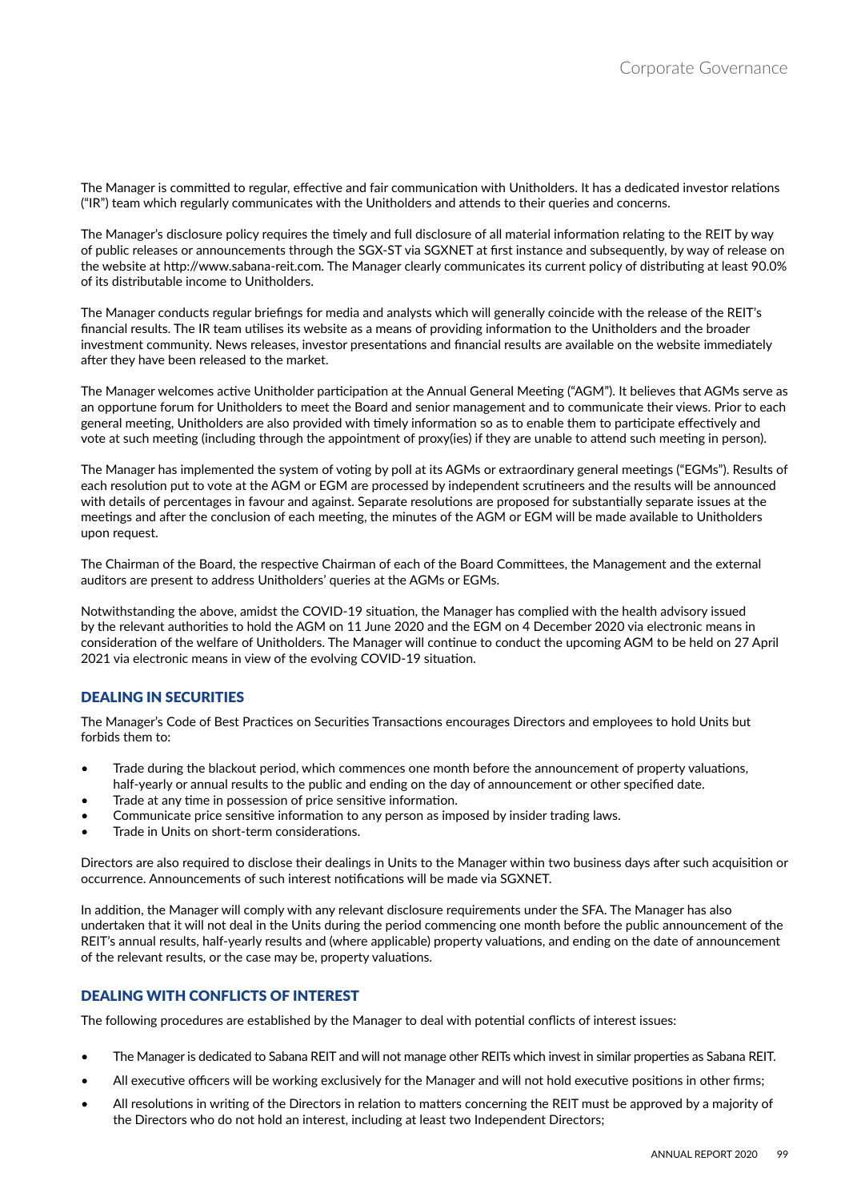The Manager is committed to regular, effective and fair communication with Unitholders. It has a dedicated investor relations ("IR") team which regularly communicates with the Unitholders and attends to their queries and concerns.

The Manager's disclosure policy requires the timely and full disclosure of all material information relating to the REIT by way of public releases or announcements through the SGX-ST via SGXNET at first instance and subsequently, by way of release on the website at http://www.sabana-reit.com. The Manager clearly communicates its current policy of distributing at least 90.0% of its distributable income to Unitholders.

The Manager conducts regular briefings for media and analysts which will generally coincide with the release of the REIT's financial results. The IR team utilises its website as a means of providing information to the Unitholders and the broader investment community. News releases, investor presentations and financial results are available on the website immediately after they have been released to the market.

The Manager welcomes active Unitholder participation at the Annual General Meeting ("AGM"). It believes that AGMs serve as an opportune forum for Unitholders to meet the Board and senior management and to communicate their views. Prior to each general meeting, Unitholders are also provided with timely information so as to enable them to participate effectively and vote at such meeting (including through the appointment of proxy(ies) if they are unable to attend such meeting in person).

The Manager has implemented the system of voting by poll at its AGMs or extraordinary general meetings ("EGMs"). Results of each resolution put to vote at the AGM or EGM are processed by independent scrutineers and the results will be announced with details of percentages in favour and against. Separate resolutions are proposed for substantially separate issues at the meetings and after the conclusion of each meeting, the minutes of the AGM or EGM will be made available to Unitholders upon request.

The Chairman of the Board, the respective Chairman of each of the Board Committees, the Management and the external auditors are present to address Unitholders' queries at the AGMs or EGMs.

Notwithstanding the above, amidst the COVID-19 situation, the Manager has complied with the health advisory issued by the relevant authorities to hold the AGM on 11 June 2020 and the EGM on 4 December 2020 via electronic means in consideration of the welfare of Unitholders. The Manager will continue to conduct the upcoming AGM to be held on 27 April 2021 via electronic means in view of the evolving COVID-19 situation.

## DEALING IN SECURITIES

The Manager's Code of Best Practices on Securities Transactions encourages Directors and employees to hold Units but forbids them to:

- Trade during the blackout period, which commences one month before the announcement of property valuations, half-yearly or annual results to the public and ending on the day of announcement or other specified date.
- Trade at any time in possession of price sensitive information.
- Communicate price sensitive information to any person as imposed by insider trading laws.
- Trade in Units on short-term considerations.

Directors are also required to disclose their dealings in Units to the Manager within two business days after such acquisition or occurrence. Announcements of such interest notifications will be made via SGXNET.

In addition, the Manager will comply with any relevant disclosure requirements under the SFA. The Manager has also undertaken that it will not deal in the Units during the period commencing one month before the public announcement of the REIT's annual results, half-yearly results and (where applicable) property valuations, and ending on the date of announcement of the relevant results, or the case may be, property valuations.

## DEALING WITH CONFLICTS OF INTEREST

The following procedures are established by the Manager to deal with potential conflicts of interest issues:

- The Manager is dedicated to Sabana REIT and will not manage other REITs which invest in similar properties as Sabana REIT.
- All executive officers will be working exclusively for the Manager and will not hold executive positions in other firms;
- All resolutions in writing of the Directors in relation to matters concerning the REIT must be approved by a majority of the Directors who do not hold an interest, including at least two Independent Directors;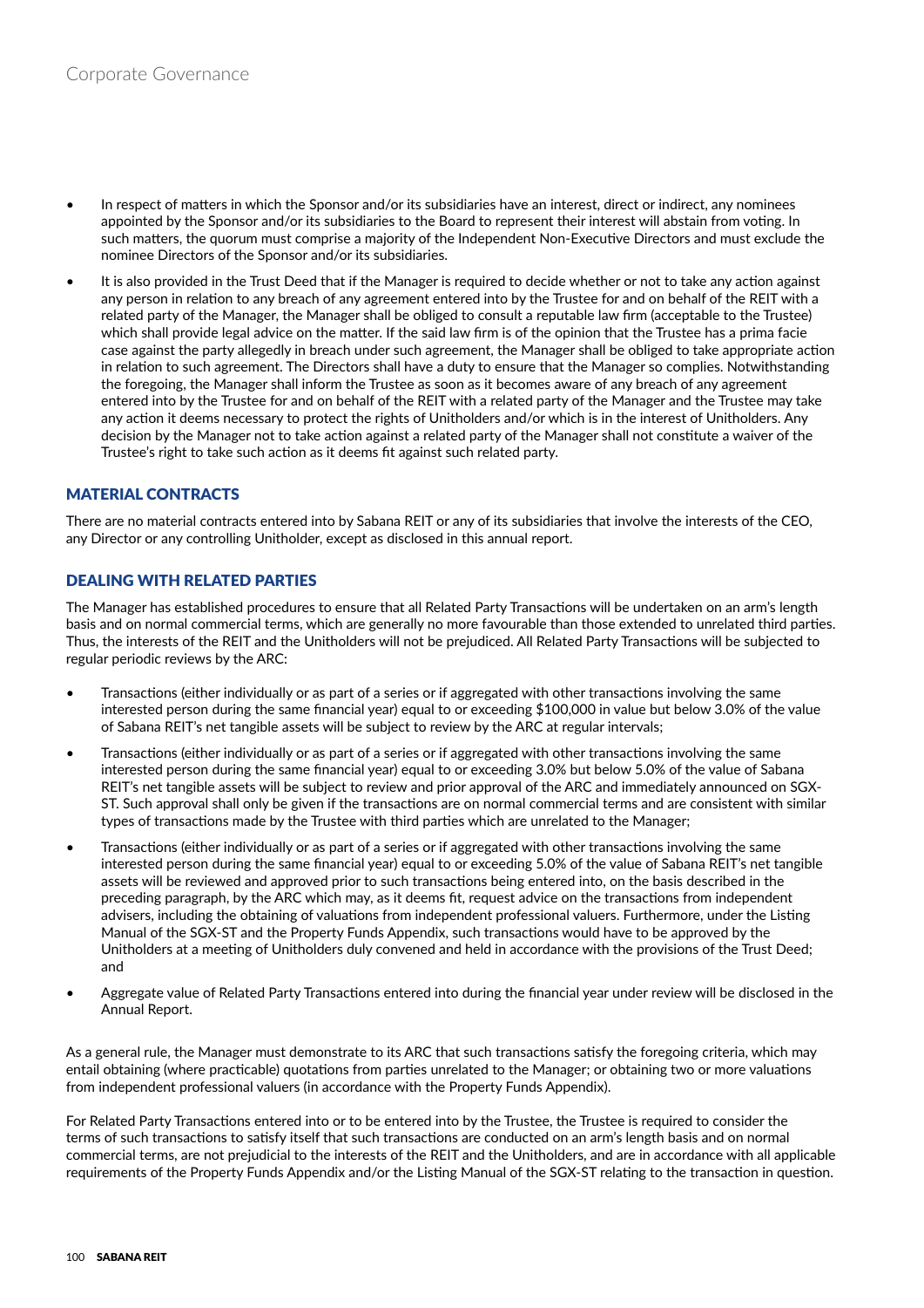- In respect of matters in which the Sponsor and/or its subsidiaries have an interest, direct or indirect, any nominees appointed by the Sponsor and/or its subsidiaries to the Board to represent their interest will abstain from voting. In such matters, the quorum must comprise a majority of the Independent Non-Executive Directors and must exclude the nominee Directors of the Sponsor and/or its subsidiaries.
- It is also provided in the Trust Deed that if the Manager is required to decide whether or not to take any action against any person in relation to any breach of any agreement entered into by the Trustee for and on behalf of the REIT with a related party of the Manager, the Manager shall be obliged to consult a reputable law firm (acceptable to the Trustee) which shall provide legal advice on the matter. If the said law firm is of the opinion that the Trustee has a prima facie case against the party allegedly in breach under such agreement, the Manager shall be obliged to take appropriate action in relation to such agreement. The Directors shall have a duty to ensure that the Manager so complies. Notwithstanding the foregoing, the Manager shall inform the Trustee as soon as it becomes aware of any breach of any agreement entered into by the Trustee for and on behalf of the REIT with a related party of the Manager and the Trustee may take any action it deems necessary to protect the rights of Unitholders and/or which is in the interest of Unitholders. Any decision by the Manager not to take action against a related party of the Manager shall not constitute a waiver of the Trustee's right to take such action as it deems fit against such related party.

## MATERIAL CONTRACTS

There are no material contracts entered into by Sabana REIT or any of its subsidiaries that involve the interests of the CEO, any Director or any controlling Unitholder, except as disclosed in this annual report.

## DEALING WITH RELATED PARTIES

The Manager has established procedures to ensure that all Related Party Transactions will be undertaken on an arm's length basis and on normal commercial terms, which are generally no more favourable than those extended to unrelated third parties. Thus, the interests of the REIT and the Unitholders will not be prejudiced. All Related Party Transactions will be subjected to regular periodic reviews by the ARC:

- Transactions (either individually or as part of a series or if aggregated with other transactions involving the same interested person during the same financial year) equal to or exceeding $100,000 in value but below 3.0% of the value of Sabana REIT's net tangible assets will be subject to review by the ARC at regular intervals;
- Transactions (either individually or as part of a series or if aggregated with other transactions involving the same interested person during the same financial year) equal to or exceeding 3.0% but below 5.0% of the value of Sabana REIT's net tangible assets will be subject to review and prior approval of the ARC and immediately announced on SGX-ST. Such approval shall only be given if the transactions are on normal commercial terms and are consistent with similar types of transactions made by the Trustee with third parties which are unrelated to the Manager;
- Transactions (either individually or as part of a series or if aggregated with other transactions involving the same interested person during the same financial year) equal to or exceeding 5.0% of the value of Sabana REIT's net tangible assets will be reviewed and approved prior to such transactions being entered into, on the basis described in the preceding paragraph, by the ARC which may, as it deems fit, request advice on the transactions from independent advisers, including the obtaining of valuations from independent professional valuers. Furthermore, under the Listing Manual of the SGX-ST and the Property Funds Appendix, such transactions would have to be approved by the Unitholders at a meeting of Unitholders duly convened and held in accordance with the provisions of the Trust Deed; and
- Aggregate value of Related Party Transactions entered into during the financial year under review will be disclosed in the Annual Report.

As a general rule, the Manager must demonstrate to its ARC that such transactions satisfy the foregoing criteria, which may entail obtaining (where practicable) quotations from parties unrelated to the Manager; or obtaining two or more valuations from independent professional valuers (in accordance with the Property Funds Appendix).

For Related Party Transactions entered into or to be entered into by the Trustee, the Trustee is required to consider the terms of such transactions to satisfy itself that such transactions are conducted on an arm's length basis and on normal commercial terms, are not prejudicial to the interests of the REIT and the Unitholders, and are in accordance with all applicable requirements of the Property Funds Appendix and/or the Listing Manual of the SGX-ST relating to the transaction in question.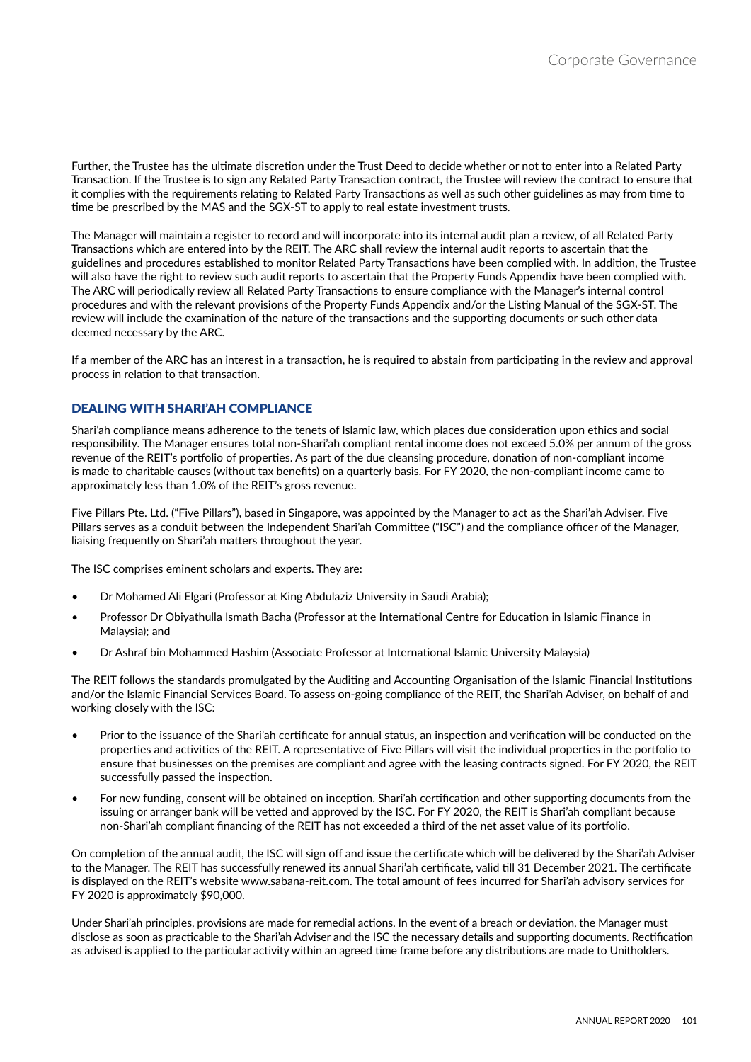Further, the Trustee has the ultimate discretion under the Trust Deed to decide whether or not to enter into a Related Party Transaction. If the Trustee is to sign any Related Party Transaction contract, the Trustee will review the contract to ensure that it complies with the requirements relating to Related Party Transactions as well as such other guidelines as may from time to time be prescribed by the MAS and the SGX-ST to apply to real estate investment trusts.

The Manager will maintain a register to record and will incorporate into its internal audit plan a review, of all Related Party Transactions which are entered into by the REIT. The ARC shall review the internal audit reports to ascertain that the guidelines and procedures established to monitor Related Party Transactions have been complied with. In addition, the Trustee will also have the right to review such audit reports to ascertain that the Property Funds Appendix have been complied with. The ARC will periodically review all Related Party Transactions to ensure compliance with the Manager's internal control procedures and with the relevant provisions of the Property Funds Appendix and/or the Listing Manual of the SGX-ST. The review will include the examination of the nature of the transactions and the supporting documents or such other data deemed necessary by the ARC.

If a member of the ARC has an interest in a transaction, he is required to abstain from participating in the review and approval process in relation to that transaction.

## DEALING WITH SHARI'AH COMPLIANCE

Shari'ah compliance means adherence to the tenets of Islamic law, which places due consideration upon ethics and social responsibility. The Manager ensures total non-Shari'ah compliant rental income does not exceed 5.0% per annum of the gross revenue of the REIT's portfolio of properties. As part of the due cleansing procedure, donation of non-compliant income is made to charitable causes (without tax benefits) on a quarterly basis. For FY 2020, the non-compliant income came to approximately less than 1.0% of the REIT's gross revenue.

Five Pillars Pte. Ltd. ("Five Pillars"), based in Singapore, was appointed by the Manager to act as the Shari'ah Adviser. Five Pillars serves as a conduit between the Independent Shari'ah Committee ("ISC") and the compliance officer of the Manager, liaising frequently on Shari'ah matters throughout the year.

The ISC comprises eminent scholars and experts. They are:

- Dr Mohamed Ali Elgari (Professor at King Abdulaziz University in Saudi Arabia);
- Professor Dr Obiyathulla Ismath Bacha (Professor at the International Centre for Education in Islamic Finance in Malaysia); and
- Dr Ashraf bin Mohammed Hashim (Associate Professor at International Islamic University Malaysia)

The REIT follows the standards promulgated by the Auditing and Accounting Organisation of the Islamic Financial Institutions and/or the Islamic Financial Services Board. To assess on-going compliance of the REIT, the Shari'ah Adviser, on behalf of and working closely with the ISC:

- Prior to the issuance of the Shari'ah certificate for annual status, an inspection and verification will be conducted on the properties and activities of the REIT. A representative of Five Pillars will visit the individual properties in the portfolio to ensure that businesses on the premises are compliant and agree with the leasing contracts signed. For FY 2020, the REIT successfully passed the inspection.
- For new funding, consent will be obtained on inception. Shari'ah certification and other supporting documents from the issuing or arranger bank will be vetted and approved by the ISC. For FY 2020, the REIT is Shari'ah compliant because non-Shari'ah compliant financing of the REIT has not exceeded a third of the net asset value of its portfolio.

On completion of the annual audit, the ISC will sign off and issue the certificate which will be delivered by the Shari'ah Adviser to the Manager. The REIT has successfully renewed its annual Shari'ah certificate, valid till 31 December 2021. The certificate is displayed on the REIT's website www.sabana-reit.com. The total amount of fees incurred for Shari'ah advisory services for FY 2020 is approximately $90,000.

Under Shari'ah principles, provisions are made for remedial actions. In the event of a breach or deviation, the Manager must disclose as soon as practicable to the Shari'ah Adviser and the ISC the necessary details and supporting documents. Rectification as advised is applied to the particular activity within an agreed time frame before any distributions are made to Unitholders.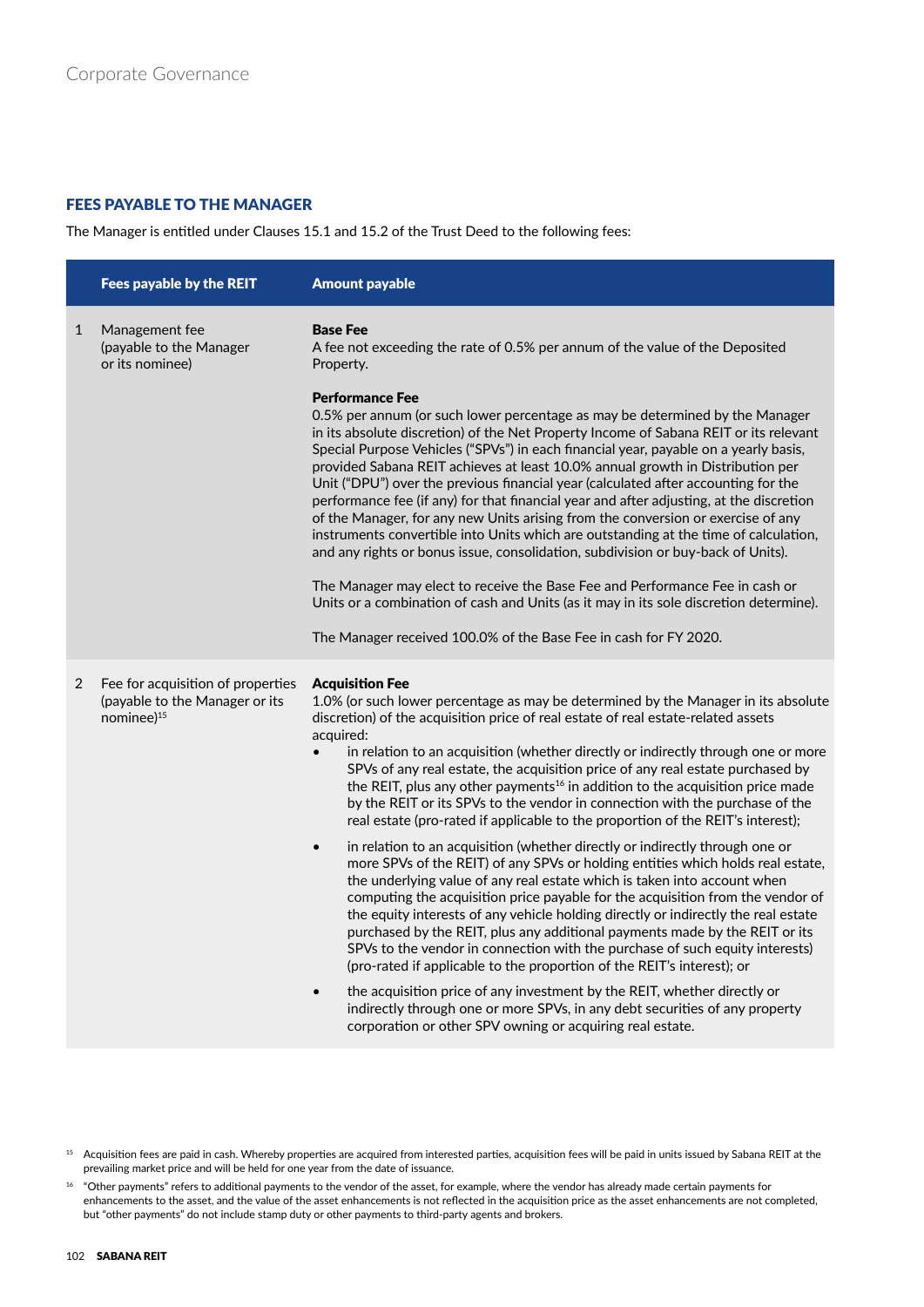## FEES PAYABLE TO THE MANAGER

The Manager is entitled under Clauses 15.1 and 15.2 of the Trust Deed to the following fees:

| | Fees payable by the REIT | Amount payable |
|---|---|---|
| 1 | Management fee (payable to the Manager or its nominee) | **Base Fee**<br>A fee not exceeding the rate of 0.5% per annum of the value of the Deposited Property.<br><br>**Performance Fee**<br>0.5% per annum (or such lower percentage as may be determined by the Manager in its absolute discretion) of the Net Property Income of Sabana REIT or its relevant Special Purpose Vehicles ("SPVs") in each financial year, payable on a yearly basis, provided Sabana REIT achieves at least 10.0% annual growth in Distribution per Unit ("DPU") over the previous financial year (calculated after accounting for the performance fee (if any) for that financial year and after adjusting, at the discretion of the Manager, for any new Units arising from the conversion or exercise of any instruments convertible into Units which are outstanding at the time of calculation, and any rights or bonus issue, consolidation, subdivision or buy-back of Units).<br><br>The Manager may elect to receive the Base Fee and Performance Fee in cash or Units or a combination of cash and Units (as it may in its sole discretion determine).<br><br>The Manager received 100.0% of the Base Fee in cash for FY 2020. |
| 2 | Fee for acquisition of properties (payable to the Manager or its nominee)[15] | **Acquisition Fee**<br>1.0% (or such lower percentage as may be determined by the Manager in its absolute discretion) of the acquisition price of real estate of real estate-related assets acquired:<br>• in relation to an acquisition (whether directly or indirectly through one or more SPVs of any real estate, the acquisition price of any real estate purchased by the REIT, plus any other payments[16] in addition to the acquisition price made by the REIT or its SPVs to the vendor in connection with the purchase of the real estate (pro-rated if applicable to the proportion of the REIT's interest);<br>• in relation to an acquisition (whether directly or indirectly through one or more SPVs of the REIT) of any SPVs or holding entities which holds real estate, the underlying value of any real estate which is taken into account when computing the acquisition price payable for the acquisition from the vendor of the equity interests of any vehicle holding directly or indirectly the real estate purchased by the REIT, plus any additional payments made by the REIT or its SPVs to the vendor in connection with the purchase of such equity interests) (pro-rated if applicable to the proportion of the REIT's interest); or<br>• the acquisition price of any investment by the REIT, whether directly or indirectly through one or more SPVs, in any debt securities of any property corporation or other SPV owning or acquiring real estate. |

[15] Acquisition fees are paid in cash. Whereby properties are acquired from interested parties, acquisition fees will be paid in units issued by Sabana REIT at the prevailing market price and will be held for one year from the date of issuance.

[16] "Other payments" refers to additional payments to the vendor of the asset, for example, where the vendor has already made certain payments for enhancements to the asset, and the value of the asset enhancements is not reflected in the acquisition price as the asset enhancements are not completed, but "other payments" do not include stamp duty or other payments to third-party agents and brokers.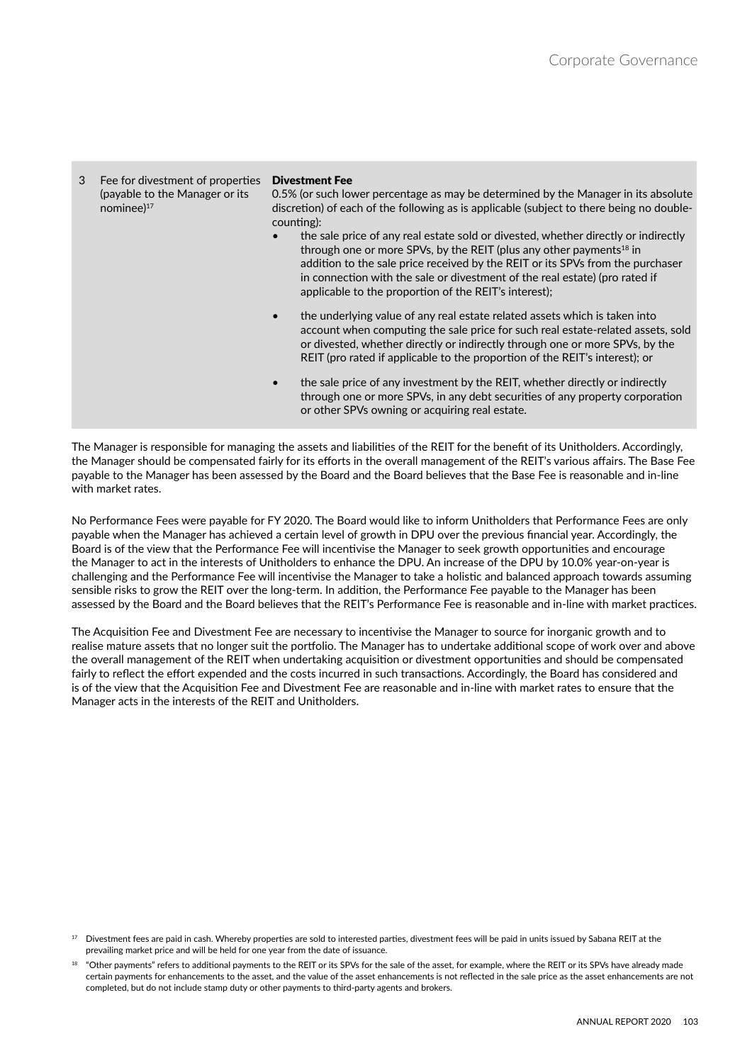| 3 | Fee for divestment of properties (payable to the Manager or its nominee)[17] | **Divestment Fee**<br>0.5% (or such lower percentage as may be determined by the Manager in its absolute discretion) of each of the following as is applicable (subject to there being no double-counting):<br>• the sale price of any real estate sold or divested, whether directly or indirectly through one or more SPVs, by the REIT (plus any other payments[18] in addition to the sale price received by the REIT or its SPVs from the purchaser in connection with the sale or divestment of the real estate) (pro rated if applicable to the proportion of the REIT's interest);<br>• the underlying value of any real estate related assets which is taken into account when computing the sale price for such real estate-related assets, sold or divested, whether directly or indirectly through one or more SPVs, by the REIT (pro rated if applicable to the proportion of the REIT's interest); or<br>• the sale price of any investment by the REIT, whether directly or indirectly through one or more SPVs, in any debt securities of any property corporation or other SPVs owning or acquiring real estate. |
|---|---|---|

The Manager is responsible for managing the assets and liabilities of the REIT for the benefit of its Unitholders. Accordingly, the Manager should be compensated fairly for its efforts in the overall management of the REIT's various affairs. The Base Fee payable to the Manager has been assessed by the Board and the Board believes that the Base Fee is reasonable and in-line with market rates.

No Performance Fees were payable for FY 2020. The Board would like to inform Unitholders that Performance Fees are only payable when the Manager has achieved a certain level of growth in DPU over the previous financial year. Accordingly, the Board is of the view that the Performance Fee will incentivise the Manager to seek growth opportunities and encourage the Manager to act in the interests of Unitholders to enhance the DPU. An increase of the DPU by 10.0% year-on-year is challenging and the Performance Fee will incentivise the Manager to take a holistic and balanced approach towards assuming sensible risks to grow the REIT over the long-term. In addition, the Performance Fee payable to the Manager has been assessed by the Board and the Board believes that the REIT's Performance Fee is reasonable and in-line with market practices.

The Acquisition Fee and Divestment Fee are necessary to incentivise the Manager to source for inorganic growth and to realise mature assets that no longer suit the portfolio. The Manager has to undertake additional scope of work over and above the overall management of the REIT when undertaking acquisition or divestment opportunities and should be compensated fairly to reflect the effort expended and the costs incurred in such transactions. Accordingly, the Board has considered and is of the view that the Acquisition Fee and Divestment Fee are reasonable and in-line with market rates to ensure that the Manager acts in the interests of the REIT and Unitholders.

[17] Divestment fees are paid in cash. Whereby properties are sold to interested parties, divestment fees will be paid in units issued by Sabana REIT at the prevailing market price and will be held for one year from the date of issuance.

[18] "Other payments" refers to additional payments to the REIT or its SPVs for the sale of the asset, for example, where the REIT or its SPVs have already made certain payments for enhancements to the asset, and the value of the asset enhancements is not reflected in the sale price as the asset enhancements are not completed, but do not include stamp duty or other payments to third-party agents and brokers.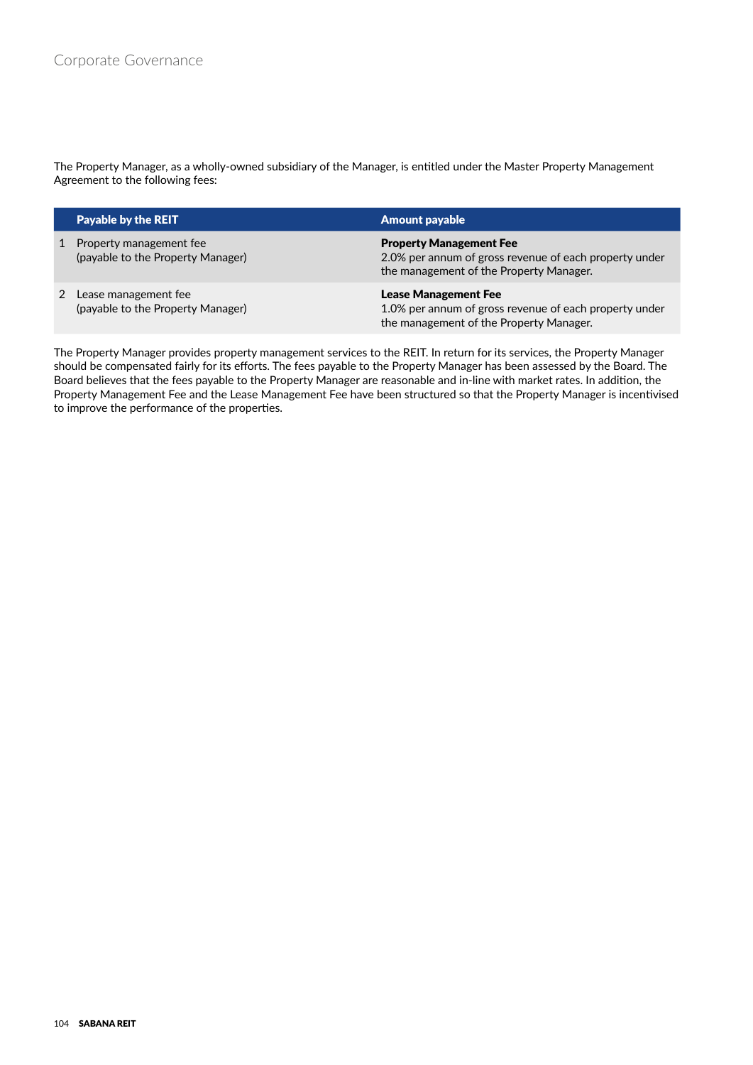The Property Manager, as a wholly-owned subsidiary of the Manager, is entitled under the Master Property Management Agreement to the following fees:

| | Payable by the REIT | Amount payable |
|---|---|---|
| 1 | Property management fee (payable to the Property Manager) | **Property Management Fee** 2.0% per annum of gross revenue of each property under the management of the Property Manager. |
| 2 | Lease management fee (payable to the Property Manager) | **Lease Management Fee** 1.0% per annum of gross revenue of each property under the management of the Property Manager. |

The Property Manager provides property management services to the REIT. In return for its services, the Property Manager should be compensated fairly for its efforts. The fees payable to the Property Manager has been assessed by the Board. The Board believes that the fees payable to the Property Manager are reasonable and in-line with market rates. In addition, the Property Management Fee and the Lease Management Fee have been structured so that the Property Manager is incentivised to improve the performance of the properties.